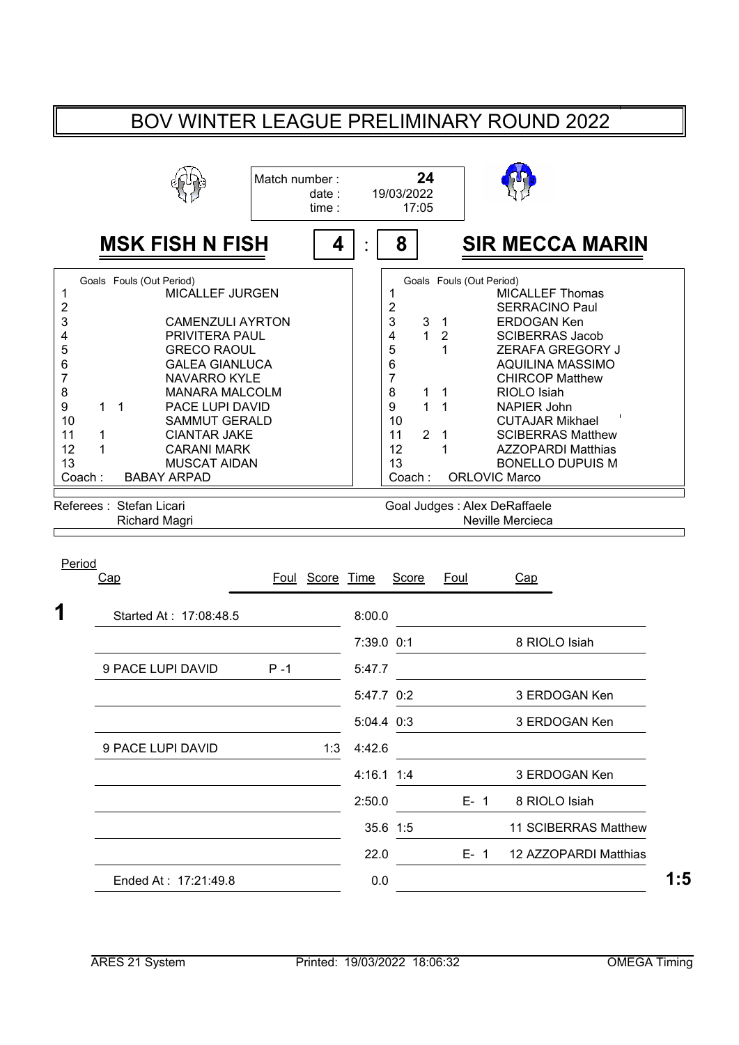# BOV WINTER LEAGUE PRELIMINARY ROUND 2022

Match number : **24**
date : 19/03/2022
time : 17:05

## MSK FISH N FISH 4 : 8 SIR MECCA MARIN

| # | Goals | Fouls (Out Period) | MSK FISH N FISH |
|---|---|---|---|
| 1 | | | MICALLEF JURGEN |
| 2 | | | |
| 3 | | | CAMENZULI AYRTON |
| 4 | | | PRIVITERA PAUL |
| 5 | | | GRECO RAOUL |
| 6 | | | GALEA GIANLUCA |
| 7 | | | NAVARRO KYLE |
| 8 | | | MANARA MALCOLM |
| 9 | 1 | 1 | PACE LUPI DAVID |
| 10 | | | SAMMUT GERALD |
| 11 | 1 | | CIANTAR JAKE |
| 12 | 1 | | CARANI MARK |
| 13 | | | MUSCAT AIDAN |
| Coach : | | | BABAY ARPAD |

| # | Goals | Fouls (Out Period) | SIR MECCA MARIN |
|---|---|---|---|
| 1 | | | MICALLEF Thomas |
| 2 | | | SERRACINO Paul |
| 3 | 3 | 1 | ERDOGAN Ken |
| 4 | 1 | 2 | SCIBERRAS Jacob |
| 5 | | 1 | ZERAFA GREGORY J |
| 6 | | | AQUILINA MASSIMO |
| 7 | | | CHIRCOP Matthew |
| 8 | 1 | 1 | RIOLO Isiah |
| 9 | 1 | 1 | NAPIER John |
| 10 | | | CUTAJAR Mikhael |
| 11 | 2 | 1 | SCIBERRAS Matthew |
| 12 | | 1 | AZZOPARDI Matthias |
| 13 | | | BONELLO DUPUIS M |
| Coach : | | | ORLOVIC Marco |

Referees : Stefan Licari, Richard Magri

Goal Judges : Alex DeRaffaele, Neville Mercieca

| Period | Cap | Foul | Score | Time | Score | Foul | Cap |
|---|---|---|---|---|---|---|---|
| **1** | Started At : 17:08:48.5 | | | 8:00.0 | | | |
| | | | | 7:39.0 | 0:1 | | 8 RIOLO Isiah |
| | 9 PACE LUPI DAVID | P -1 | | 5:47.7 | | | |
| | | | | 5:47.7 | 0:2 | | 3 ERDOGAN Ken |
| | | | | 5:04.4 | 0:3 | | 3 ERDOGAN Ken |
| | 9 PACE LUPI DAVID | | 1:3 | 4:42.6 | | | |
| | | | | 4:16.1 | 1:4 | | 3 ERDOGAN Ken |
| | | | | 2:50.0 | | E- 1 | 8 RIOLO Isiah |
| | | | | 35.6 | 1:5 | | 11 SCIBERRAS Matthew |
| | | | | 22.0 | | E- 1 | 12 AZZOPARDI Matthias |
| | Ended At : 17:21:49.8 | | | 0.0 | | | **1:5** |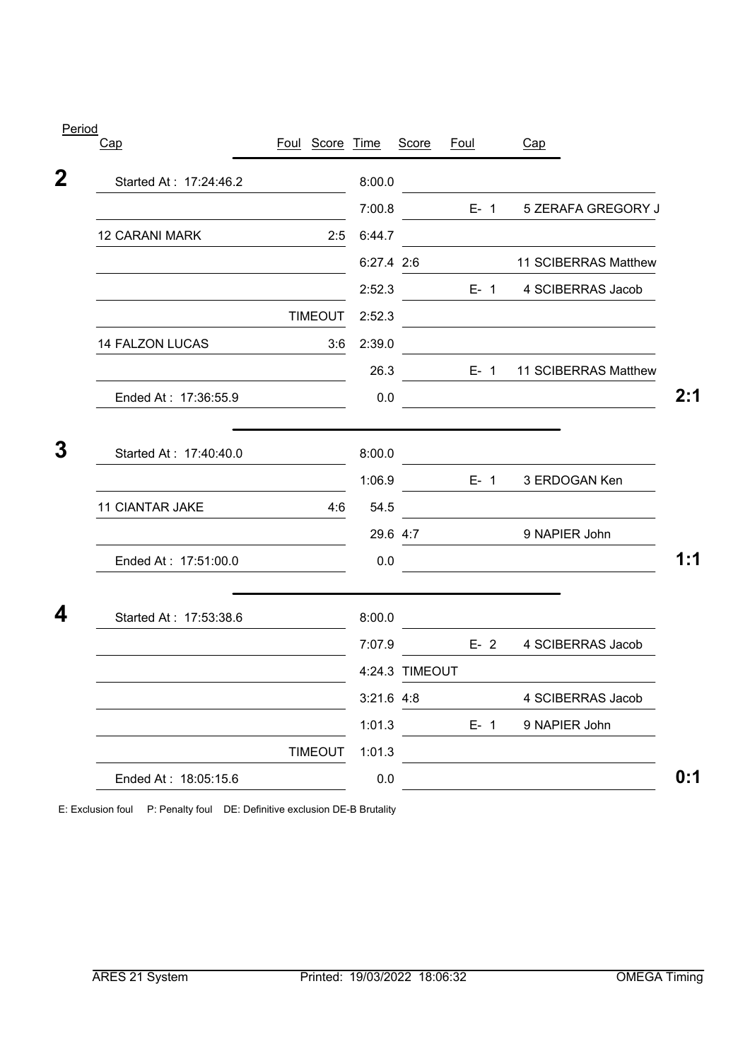| Period | Cap | Foul | Score | Time | Score | Foul | Cap | |
|---|---|---|---|---|---|---|---|---|
| **2** | Started At : 17:24:46.2 | | | 8:00.0 | | | | |
| | | | | 7:00.8 | | E- 1 | 5 ZERAFA GREGORY J | |
| | 12 CARANI MARK | | 2:5 | 6:44.7 | | | | |
| | | | | 6:27.4 | 2:6 | | 11 SCIBERRAS Matthew | |
| | | | | 2:52.3 | | E- 1 | 4 SCIBERRAS Jacob | |
| | | TIMEOUT | | 2:52.3 | | | | |
| | 14 FALZON LUCAS | | 3:6 | 2:39.0 | | | | |
| | | | | 26.3 | | E- 1 | 11 SCIBERRAS Matthew | |
| | Ended At : 17:36:55.9 | | | 0.0 | | | | **2:1** |
| **3** | Started At : 17:40:40.0 | | | 8:00.0 | | | | |
| | | | | 1:06.9 | | E- 1 | 3 ERDOGAN Ken | |
| | 11 CIANTAR JAKE | | 4:6 | 54.5 | | | | |
| | | | | 29.6 | 4:7 | | 9 NAPIER John | |
| | Ended At : 17:51:00.0 | | | 0.0 | | | | **1:1** |
| **4** | Started At : 17:53:38.6 | | | 8:00.0 | | | | |
| | | | | 7:07.9 | | E- 2 | 4 SCIBERRAS Jacob | |
| | | | | 4:24.3 | TIMEOUT | | | |
| | | | | 3:21.6 | 4:8 | | 4 SCIBERRAS Jacob | |
| | | | | 1:01.3 | | E- 1 | 9 NAPIER John | |
| | | TIMEOUT | | 1:01.3 | | | | |
| | Ended At : 18:05:15.6 | | | 0.0 | | | | **0:1** |

E: Exclusion foul P: Penalty foul DE: Definitive exclusion DE-B Brutality

ARES 21 System Printed: 19/03/2022 18:06:32 OMEGA Timing